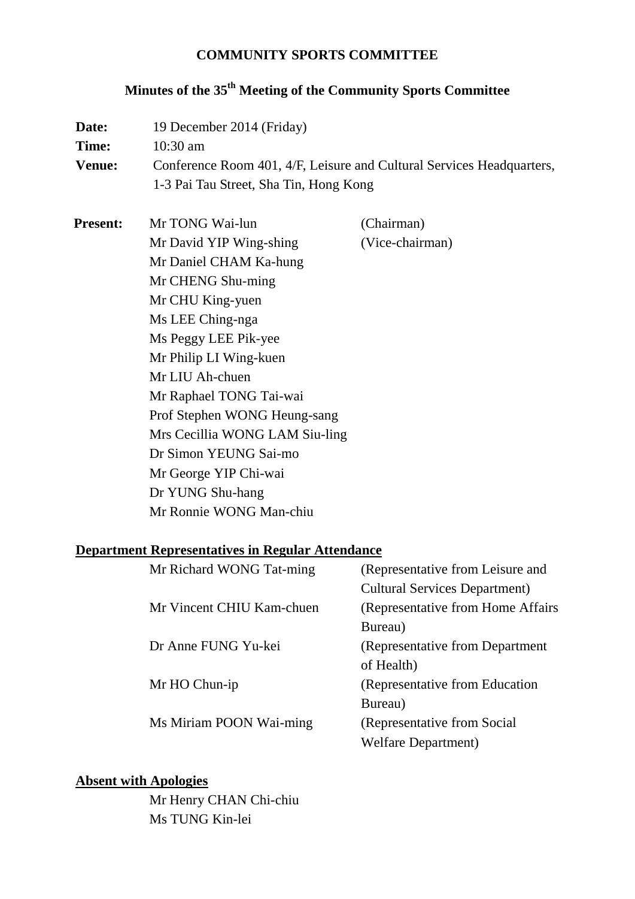# COMMUNITY SPORTS COMMITTEE

## Minutes of the 35th Meeting of the Community Sports Committee

**Date:** 19 December 2014 (Friday)

**Time:** 10:30 am

**Venue:** Conference Room 401, 4/F, Leisure and Cultural Services Headquarters, 1-3 Pai Tau Street, Sha Tin, Hong Kong

**Present:**

| | |
|---|---|
| Mr TONG Wai-lun | (Chairman) |
| Mr David YIP Wing-shing | (Vice-chairman) |
| Mr Daniel CHAM Ka-hung | |
| Mr CHENG Shu-ming | |
| Mr CHU King-yuen | |
| Ms LEE Ching-nga | |
| Ms Peggy LEE Pik-yee | |
| Mr Philip LI Wing-kuen | |
| Mr LIU Ah-chuen | |
| Mr Raphael TONG Tai-wai | |
| Prof Stephen WONG Heung-sang | |
| Mrs Cecillia WONG LAM Siu-ling | |
| Dr Simon YEUNG Sai-mo | |
| Mr George YIP Chi-wai | |
| Dr YUNG Shu-hang | |
| Mr Ronnie WONG Man-chiu | |

**Department Representatives in Regular Attendance**

| | |
|---|---|
| Mr Richard WONG Tat-ming | (Representative from Leisure and Cultural Services Department) |
| Mr Vincent CHIU Kam-chuen | (Representative from Home Affairs Bureau) |
| Dr Anne FUNG Yu-kei | (Representative from Department of Health) |
| Mr HO Chun-ip | (Representative from Education Bureau) |
| Ms Miriam POON Wai-ming | (Representative from Social Welfare Department) |

**Absent with Apologies**

Mr Henry CHAN Chi-chiu
Ms TUNG Kin-lei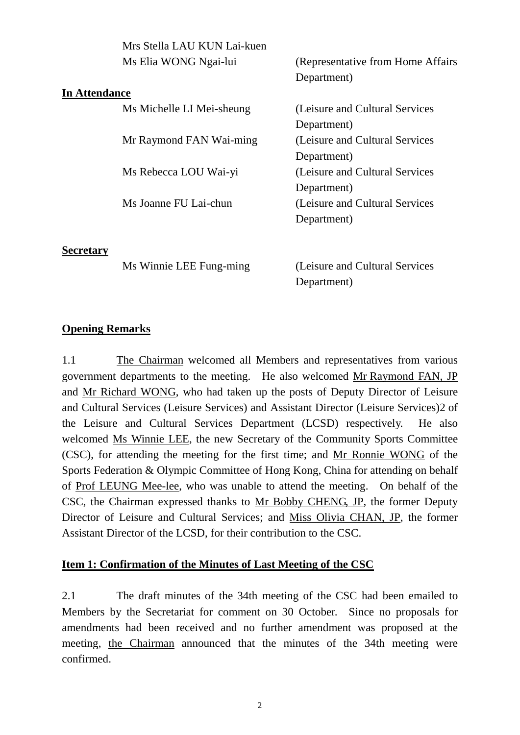| | |
|---|---|
| Mrs Stella LAU KUN Lai-kuen | |
| Ms Elia WONG Ngai-lui | (Representative from Home Affairs Department) |

**In Attendance**

| | |
|---|---|
| Ms Michelle LI Mei-sheung | (Leisure and Cultural Services Department) |
| Mr Raymond FAN Wai-ming | (Leisure and Cultural Services Department) |
| Ms Rebecca LOU Wai-yi | (Leisure and Cultural Services Department) |
| Ms Joanne FU Lai-chun | (Leisure and Cultural Services Department) |

**Secretary**

| | |
|---|---|
| Ms Winnie LEE Fung-ming | (Leisure and Cultural Services Department) |

## Opening Remarks

1.1 The Chairman welcomed all Members and representatives from various government departments to the meeting. He also welcomed Mr Raymond FAN, JP and Mr Richard WONG, who had taken up the posts of Deputy Director of Leisure and Cultural Services (Leisure Services) and Assistant Director (Leisure Services)2 of the Leisure and Cultural Services Department (LCSD) respectively. He also welcomed Ms Winnie LEE, the new Secretary of the Community Sports Committee (CSC), for attending the meeting for the first time; and Mr Ronnie WONG of the Sports Federation & Olympic Committee of Hong Kong, China for attending on behalf of Prof LEUNG Mee-lee, who was unable to attend the meeting. On behalf of the CSC, the Chairman expressed thanks to Mr Bobby CHENG, JP, the former Deputy Director of Leisure and Cultural Services; and Miss Olivia CHAN, JP, the former Assistant Director of the LCSD, for their contribution to the CSC.

## Item 1: Confirmation of the Minutes of Last Meeting of the CSC

2.1 The draft minutes of the 34th meeting of the CSC had been emailed to Members by the Secretariat for comment on 30 October. Since no proposals for amendments had been received and no further amendment was proposed at the meeting, the Chairman announced that the minutes of the 34th meeting were confirmed.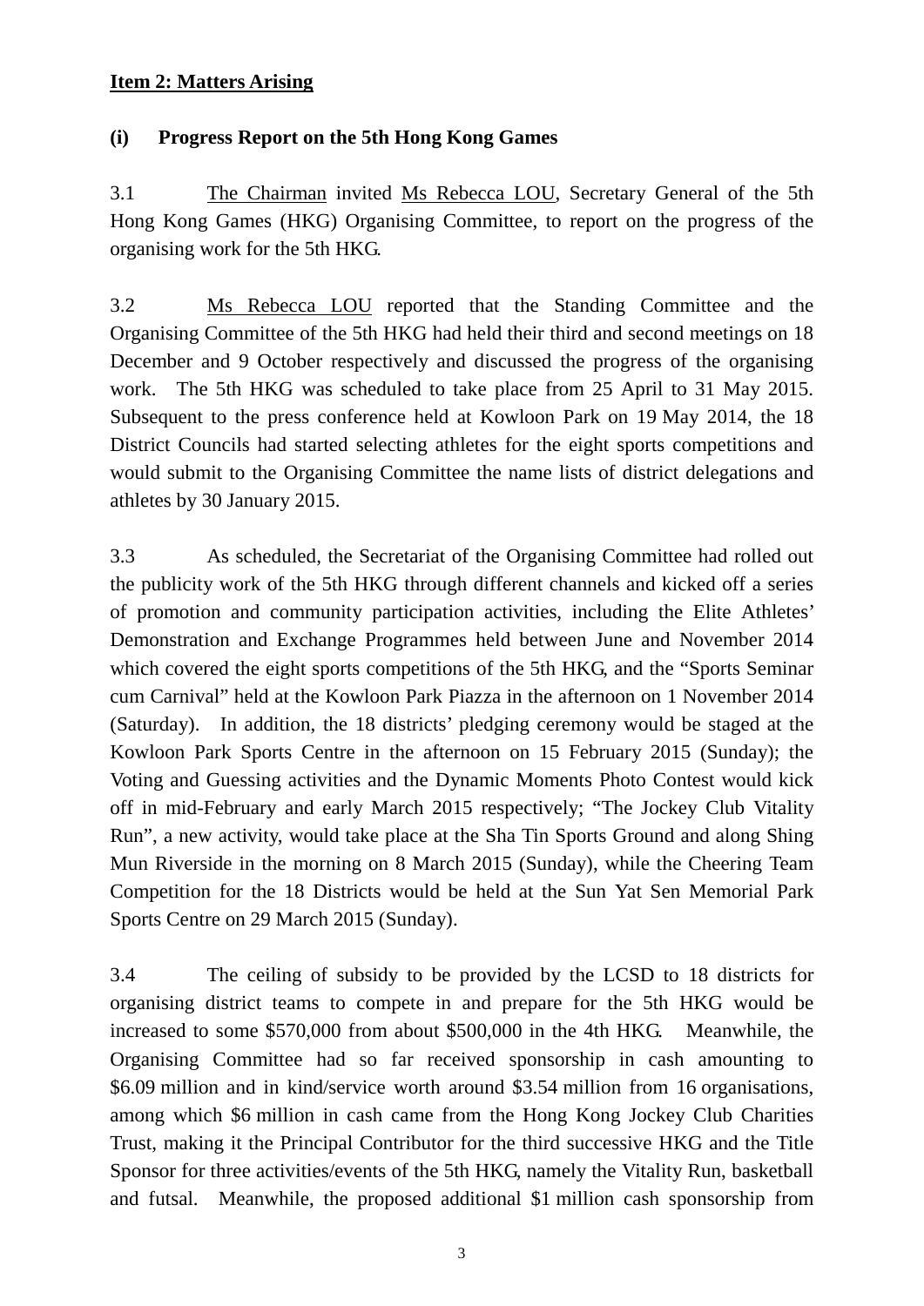**<u>Item 2: Matters Arising</u>**

**(i) Progress Report on the 5th Hong Kong Games**

3.1 <u>The Chairman</u> invited <u>Ms Rebecca LOU</u>, Secretary General of the 5th Hong Kong Games (HKG) Organising Committee, to report on the progress of the organising work for the 5th HKG.

3.2 <u>Ms Rebecca LOU</u> reported that the Standing Committee and the Organising Committee of the 5th HKG had held their third and second meetings on 18 December and 9 October respectively and discussed the progress of the organising work. The 5th HKG was scheduled to take place from 25 April to 31 May 2015. Subsequent to the press conference held at Kowloon Park on 19 May 2014, the 18 District Councils had started selecting athletes for the eight sports competitions and would submit to the Organising Committee the name lists of district delegations and athletes by 30 January 2015.

3.3 As scheduled, the Secretariat of the Organising Committee had rolled out the publicity work of the 5th HKG through different channels and kicked off a series of promotion and community participation activities, including the Elite Athletes' Demonstration and Exchange Programmes held between June and November 2014 which covered the eight sports competitions of the 5th HKG, and the "Sports Seminar cum Carnival" held at the Kowloon Park Piazza in the afternoon on 1 November 2014 (Saturday). In addition, the 18 districts' pledging ceremony would be staged at the Kowloon Park Sports Centre in the afternoon on 15 February 2015 (Sunday); the Voting and Guessing activities and the Dynamic Moments Photo Contest would kick off in mid-February and early March 2015 respectively; "The Jockey Club Vitality Run", a new activity, would take place at the Sha Tin Sports Ground and along Shing Mun Riverside in the morning on 8 March 2015 (Sunday), while the Cheering Team Competition for the 18 Districts would be held at the Sun Yat Sen Memorial Park Sports Centre on 29 March 2015 (Sunday).

3.4 The ceiling of subsidy to be provided by the LCSD to 18 districts for organising district teams to compete in and prepare for the 5th HKG would be increased to some $570,000 from about $500,000 in the 4th HKG. Meanwhile, the Organising Committee had so far received sponsorship in cash amounting to $6.09 million and in kind/service worth around $3.54 million from 16 organisations, among which $6 million in cash came from the Hong Kong Jockey Club Charities Trust, making it the Principal Contributor for the third successive HKG and the Title Sponsor for three activities/events of the 5th HKG, namely the Vitality Run, basketball and futsal. Meanwhile, the proposed additional $1 million cash sponsorship from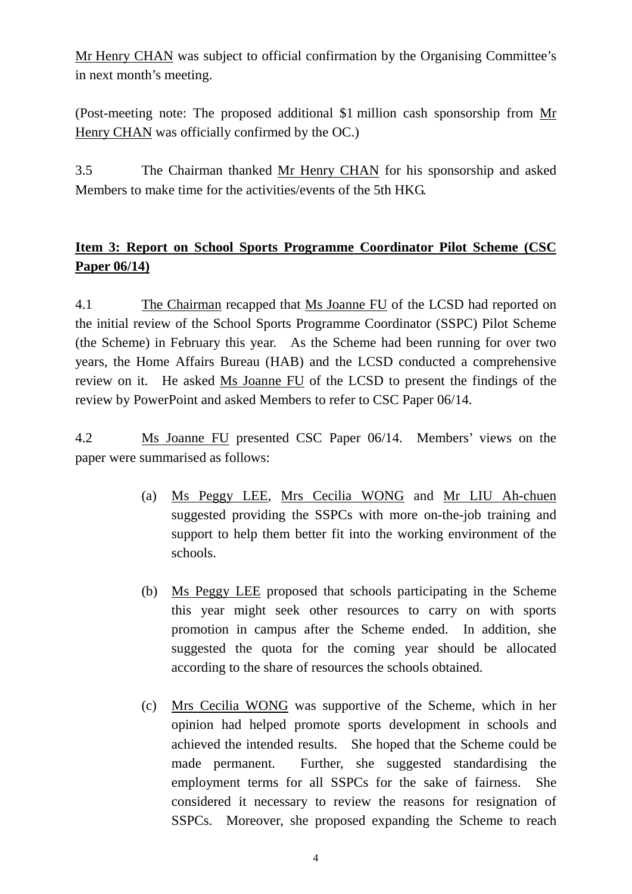Mr Henry CHAN was subject to official confirmation by the Organising Committee's in next month's meeting.

(Post-meeting note: The proposed additional $1 million cash sponsorship from Mr Henry CHAN was officially confirmed by the OC.)

3.5 The Chairman thanked Mr Henry CHAN for his sponsorship and asked Members to make time for the activities/events of the 5th HKG.

**Item 3: Report on School Sports Programme Coordinator Pilot Scheme (CSC Paper 06/14)**

4.1 The Chairman recapped that Ms Joanne FU of the LCSD had reported on the initial review of the School Sports Programme Coordinator (SSPC) Pilot Scheme (the Scheme) in February this year. As the Scheme had been running for over two years, the Home Affairs Bureau (HAB) and the LCSD conducted a comprehensive review on it. He asked Ms Joanne FU of the LCSD to present the findings of the review by PowerPoint and asked Members to refer to CSC Paper 06/14.

4.2 Ms Joanne FU presented CSC Paper 06/14. Members' views on the paper were summarised as follows:

(a) Ms Peggy LEE, Mrs Cecilia WONG and Mr LIU Ah-chuen suggested providing the SSPCs with more on-the-job training and support to help them better fit into the working environment of the schools.

(b) Ms Peggy LEE proposed that schools participating in the Scheme this year might seek other resources to carry on with sports promotion in campus after the Scheme ended. In addition, she suggested the quota for the coming year should be allocated according to the share of resources the schools obtained.

(c) Mrs Cecilia WONG was supportive of the Scheme, which in her opinion had helped promote sports development in schools and achieved the intended results. She hoped that the Scheme could be made permanent. Further, she suggested standardising the employment terms for all SSPCs for the sake of fairness. She considered it necessary to review the reasons for resignation of SSPCs. Moreover, she proposed expanding the Scheme to reach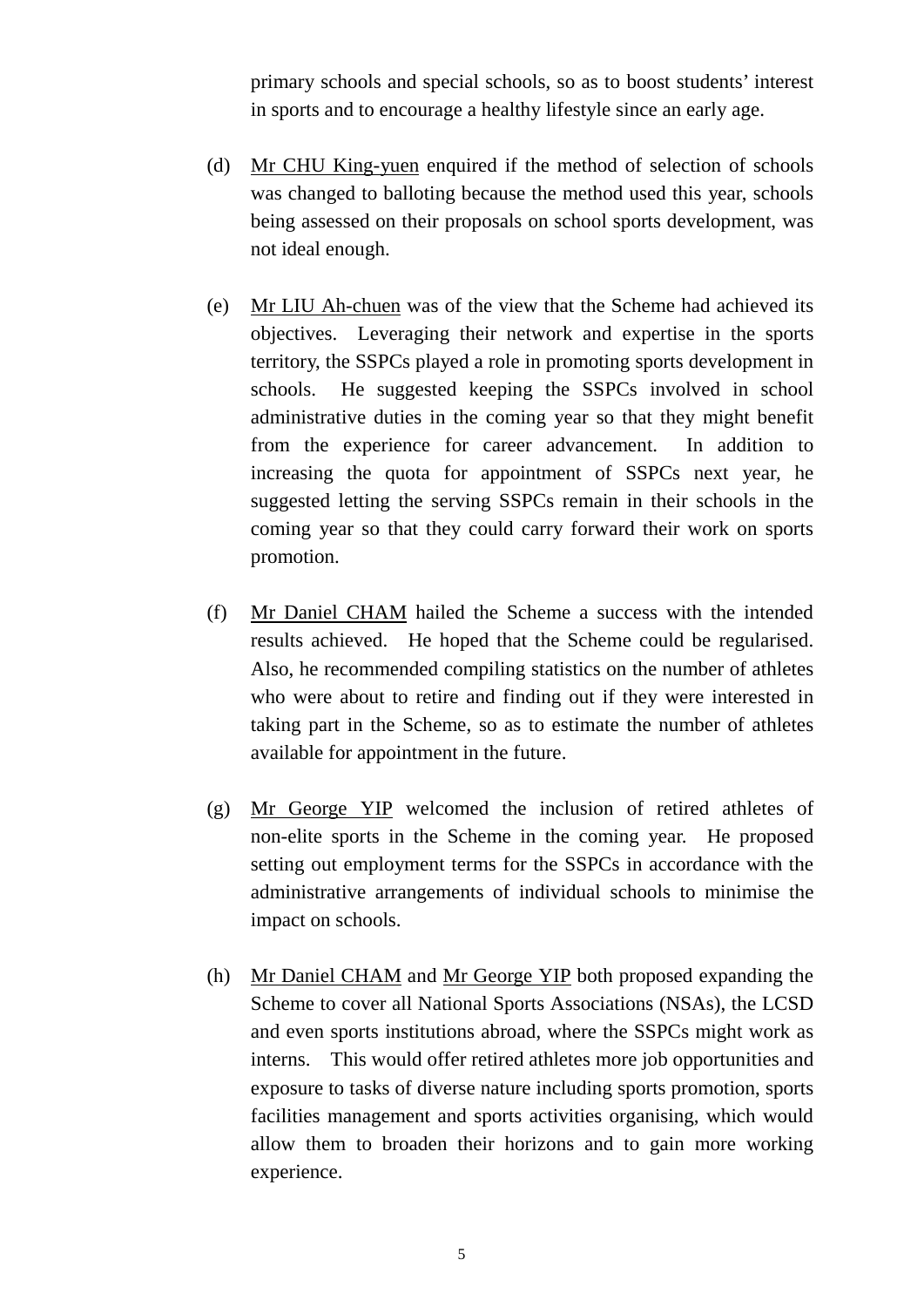primary schools and special schools, so as to boost students' interest in sports and to encourage a healthy lifestyle since an early age.

(d) Mr CHU King-yuen enquired if the method of selection of schools was changed to balloting because the method used this year, schools being assessed on their proposals on school sports development, was not ideal enough.

(e) Mr LIU Ah-chuen was of the view that the Scheme had achieved its objectives. Leveraging their network and expertise in the sports territory, the SSPCs played a role in promoting sports development in schools. He suggested keeping the SSPCs involved in school administrative duties in the coming year so that they might benefit from the experience for career advancement. In addition to increasing the quota for appointment of SSPCs next year, he suggested letting the serving SSPCs remain in their schools in the coming year so that they could carry forward their work on sports promotion.

(f) Mr Daniel CHAM hailed the Scheme a success with the intended results achieved. He hoped that the Scheme could be regularised. Also, he recommended compiling statistics on the number of athletes who were about to retire and finding out if they were interested in taking part in the Scheme, so as to estimate the number of athletes available for appointment in the future.

(g) Mr George YIP welcomed the inclusion of retired athletes of non-elite sports in the Scheme in the coming year. He proposed setting out employment terms for the SSPCs in accordance with the administrative arrangements of individual schools to minimise the impact on schools.

(h) Mr Daniel CHAM and Mr George YIP both proposed expanding the Scheme to cover all National Sports Associations (NSAs), the LCSD and even sports institutions abroad, where the SSPCs might work as interns. This would offer retired athletes more job opportunities and exposure to tasks of diverse nature including sports promotion, sports facilities management and sports activities organising, which would allow them to broaden their horizons and to gain more working experience.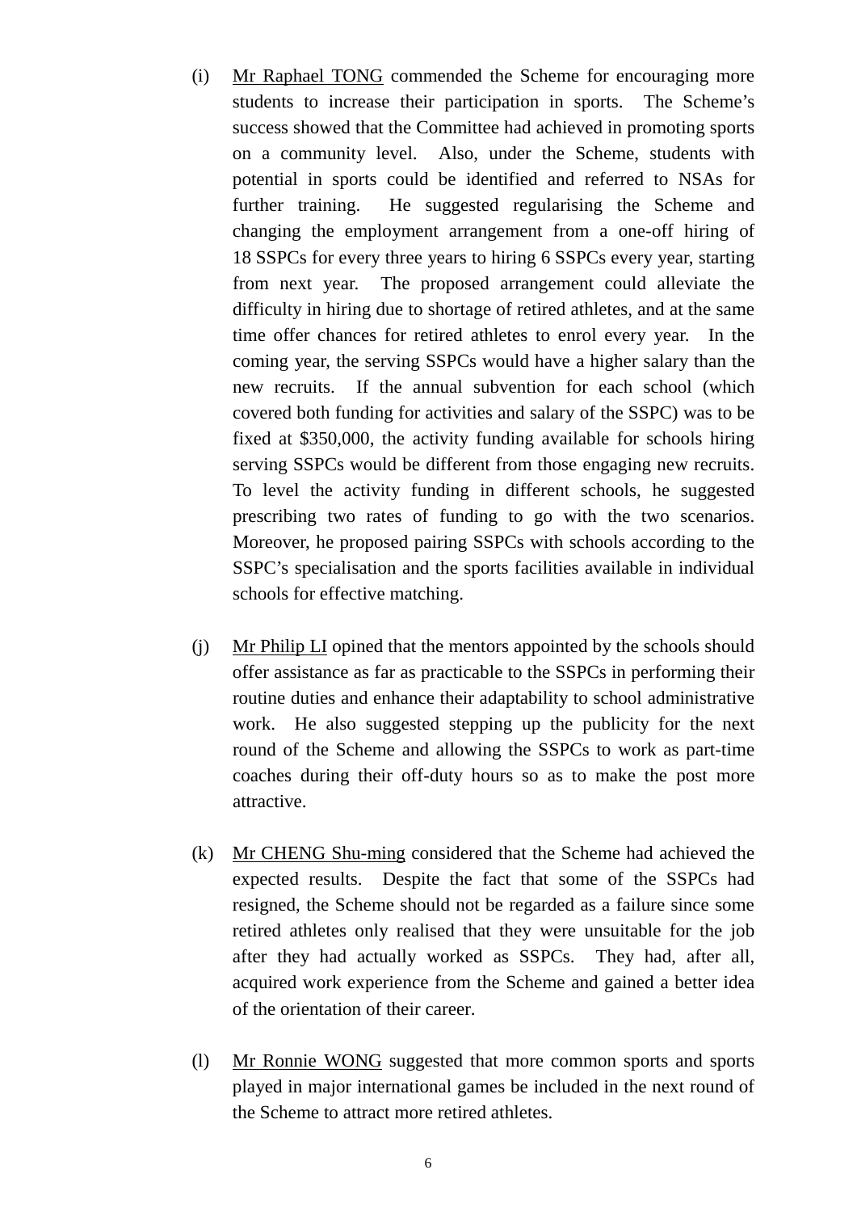(i) Mr Raphael TONG commended the Scheme for encouraging more students to increase their participation in sports. The Scheme's success showed that the Committee had achieved in promoting sports on a community level. Also, under the Scheme, students with potential in sports could be identified and referred to NSAs for further training. He suggested regularising the Scheme and changing the employment arrangement from a one-off hiring of 18 SSPCs for every three years to hiring 6 SSPCs every year, starting from next year. The proposed arrangement could alleviate the difficulty in hiring due to shortage of retired athletes, and at the same time offer chances for retired athletes to enrol every year. In the coming year, the serving SSPCs would have a higher salary than the new recruits. If the annual subvention for each school (which covered both funding for activities and salary of the SSPC) was to be fixed at $350,000, the activity funding available for schools hiring serving SSPCs would be different from those engaging new recruits. To level the activity funding in different schools, he suggested prescribing two rates of funding to go with the two scenarios. Moreover, he proposed pairing SSPCs with schools according to the SSPC's specialisation and the sports facilities available in individual schools for effective matching.

(j) Mr Philip LI opined that the mentors appointed by the schools should offer assistance as far as practicable to the SSPCs in performing their routine duties and enhance their adaptability to school administrative work. He also suggested stepping up the publicity for the next round of the Scheme and allowing the SSPCs to work as part-time coaches during their off-duty hours so as to make the post more attractive.

(k) Mr CHENG Shu-ming considered that the Scheme had achieved the expected results. Despite the fact that some of the SSPCs had resigned, the Scheme should not be regarded as a failure since some retired athletes only realised that they were unsuitable for the job after they had actually worked as SSPCs. They had, after all, acquired work experience from the Scheme and gained a better idea of the orientation of their career.

(l) Mr Ronnie WONG suggested that more common sports and sports played in major international games be included in the next round of the Scheme to attract more retired athletes.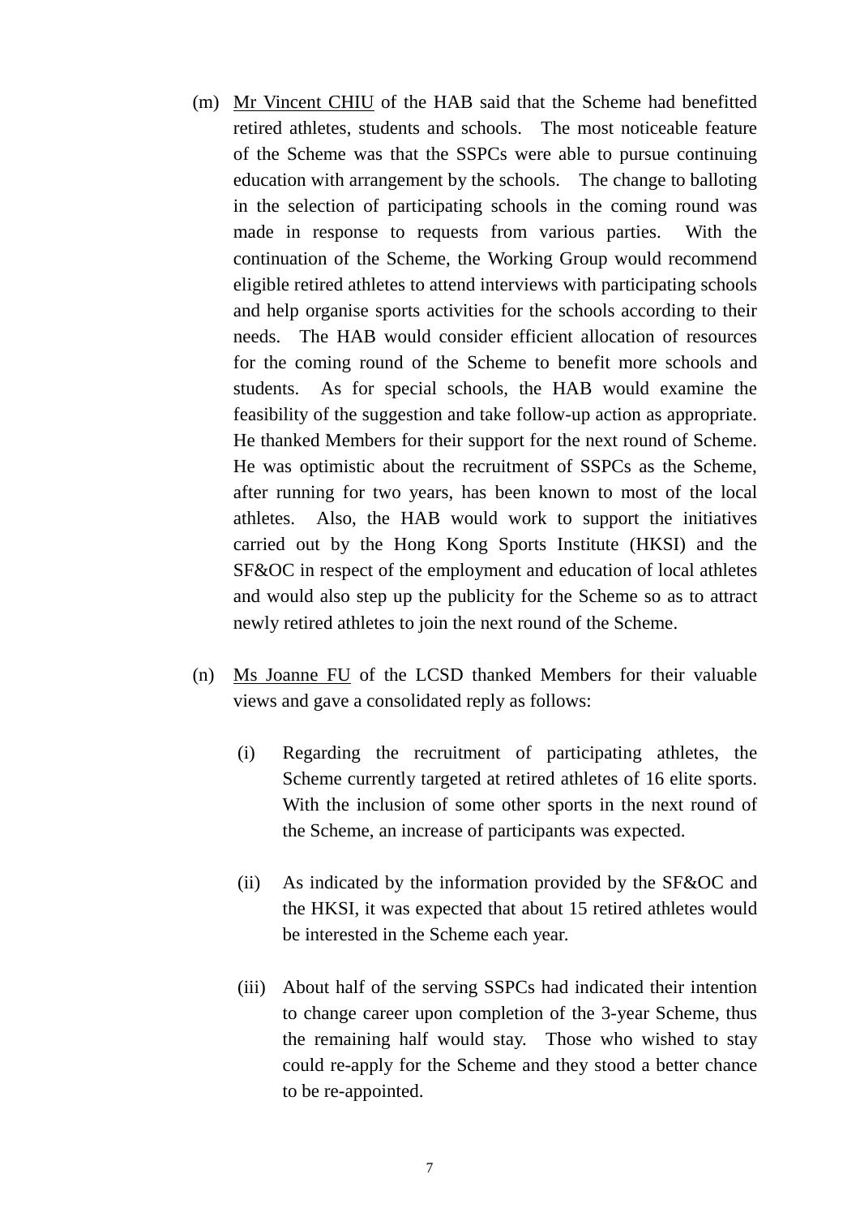(m) Mr Vincent CHIU of the HAB said that the Scheme had benefitted retired athletes, students and schools. The most noticeable feature of the Scheme was that the SSPCs were able to pursue continuing education with arrangement by the schools. The change to balloting in the selection of participating schools in the coming round was made in response to requests from various parties. With the continuation of the Scheme, the Working Group would recommend eligible retired athletes to attend interviews with participating schools and help organise sports activities for the schools according to their needs. The HAB would consider efficient allocation of resources for the coming round of the Scheme to benefit more schools and students. As for special schools, the HAB would examine the feasibility of the suggestion and take follow-up action as appropriate. He thanked Members for their support for the next round of Scheme. He was optimistic about the recruitment of SSPCs as the Scheme, after running for two years, has been known to most of the local athletes. Also, the HAB would work to support the initiatives carried out by the Hong Kong Sports Institute (HKSI) and the SF&OC in respect of the employment and education of local athletes and would also step up the publicity for the Scheme so as to attract newly retired athletes to join the next round of the Scheme.

(n) Ms Joanne FU of the LCSD thanked Members for their valuable views and gave a consolidated reply as follows:

(i) Regarding the recruitment of participating athletes, the Scheme currently targeted at retired athletes of 16 elite sports. With the inclusion of some other sports in the next round of the Scheme, an increase of participants was expected.

(ii) As indicated by the information provided by the SF&OC and the HKSI, it was expected that about 15 retired athletes would be interested in the Scheme each year.

(iii) About half of the serving SSPCs had indicated their intention to change career upon completion of the 3-year Scheme, thus the remaining half would stay. Those who wished to stay could re-apply for the Scheme and they stood a better chance to be re-appointed.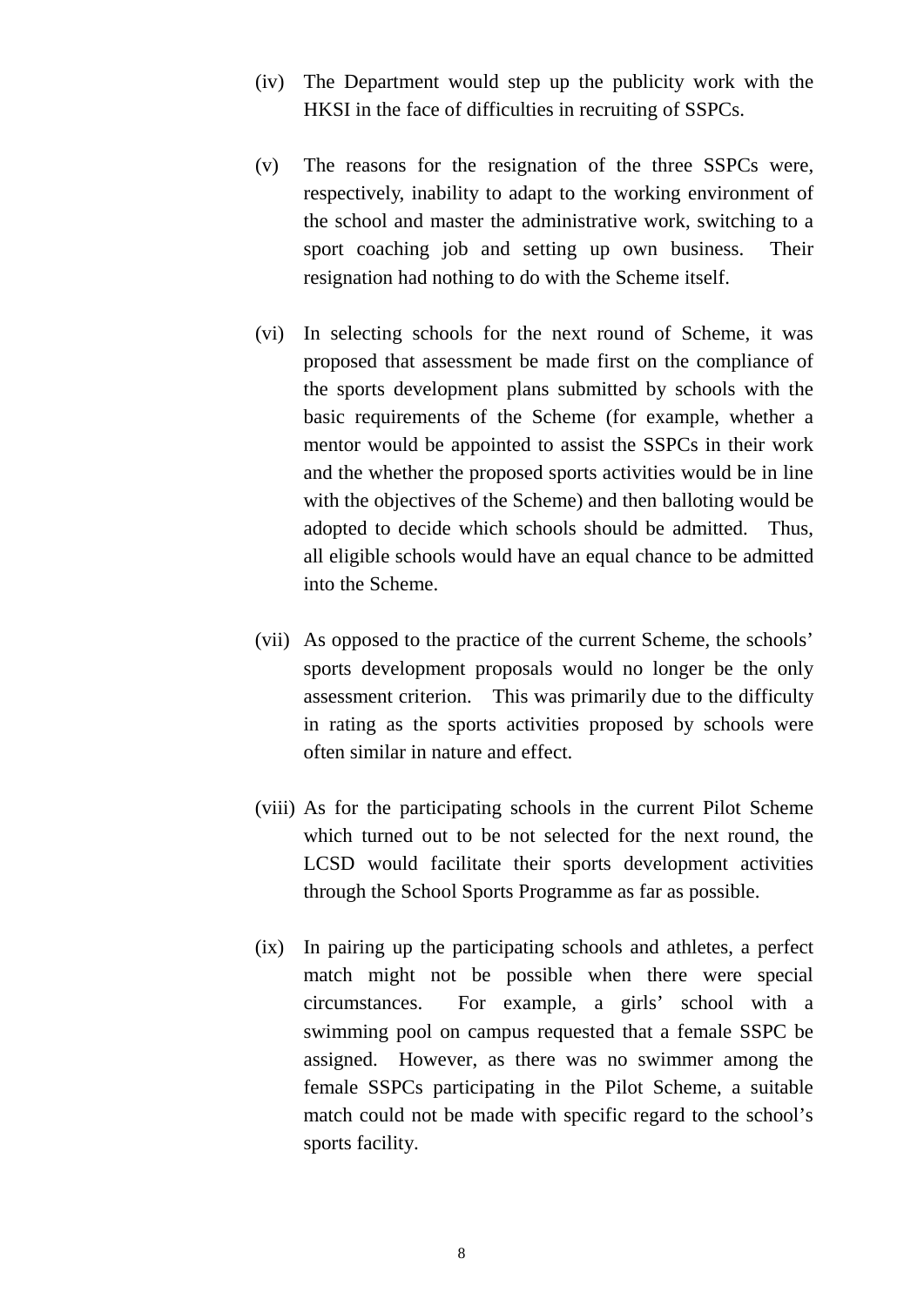(iv) The Department would step up the publicity work with the HKSI in the face of difficulties in recruiting of SSPCs.

(v) The reasons for the resignation of the three SSPCs were, respectively, inability to adapt to the working environment of the school and master the administrative work, switching to a sport coaching job and setting up own business. Their resignation had nothing to do with the Scheme itself.

(vi) In selecting schools for the next round of Scheme, it was proposed that assessment be made first on the compliance of the sports development plans submitted by schools with the basic requirements of the Scheme (for example, whether a mentor would be appointed to assist the SSPCs in their work and the whether the proposed sports activities would be in line with the objectives of the Scheme) and then balloting would be adopted to decide which schools should be admitted. Thus, all eligible schools would have an equal chance to be admitted into the Scheme.

(vii) As opposed to the practice of the current Scheme, the schools' sports development proposals would no longer be the only assessment criterion. This was primarily due to the difficulty in rating as the sports activities proposed by schools were often similar in nature and effect.

(viii) As for the participating schools in the current Pilot Scheme which turned out to be not selected for the next round, the LCSD would facilitate their sports development activities through the School Sports Programme as far as possible.

(ix) In pairing up the participating schools and athletes, a perfect match might not be possible when there were special circumstances. For example, a girls' school with a swimming pool on campus requested that a female SSPC be assigned. However, as there was no swimmer among the female SSPCs participating in the Pilot Scheme, a suitable match could not be made with specific regard to the school's sports facility.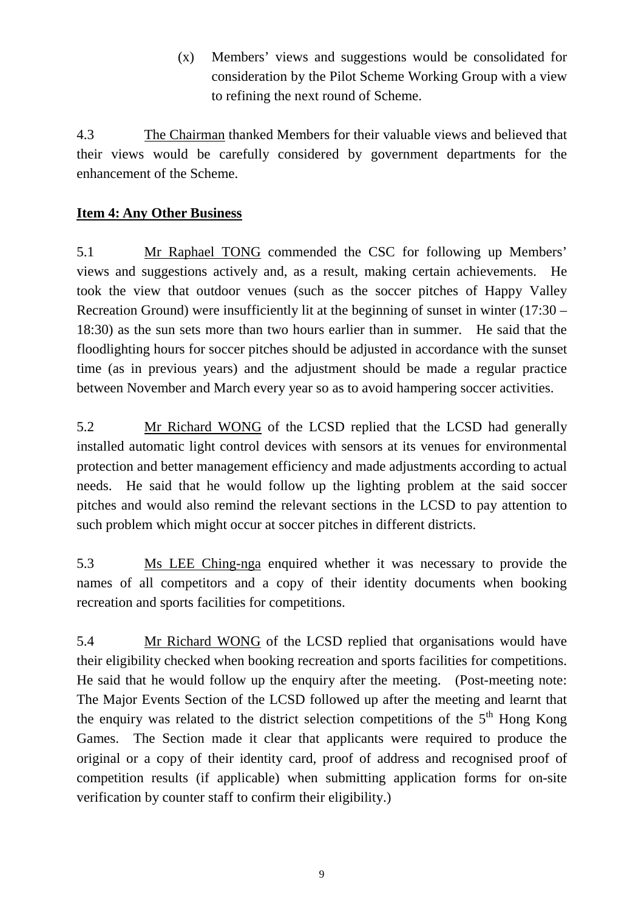(x) Members' views and suggestions would be consolidated for consideration by the Pilot Scheme Working Group with a view to refining the next round of Scheme.

4.3 The Chairman thanked Members for their valuable views and believed that their views would be carefully considered by government departments for the enhancement of the Scheme.

**Item 4: Any Other Business**

5.1 Mr Raphael TONG commended the CSC for following up Members' views and suggestions actively and, as a result, making certain achievements. He took the view that outdoor venues (such as the soccer pitches of Happy Valley Recreation Ground) were insufficiently lit at the beginning of sunset in winter (17:30 – 18:30) as the sun sets more than two hours earlier than in summer. He said that the floodlighting hours for soccer pitches should be adjusted in accordance with the sunset time (as in previous years) and the adjustment should be made a regular practice between November and March every year so as to avoid hampering soccer activities.

5.2 Mr Richard WONG of the LCSD replied that the LCSD had generally installed automatic light control devices with sensors at its venues for environmental protection and better management efficiency and made adjustments according to actual needs. He said that he would follow up the lighting problem at the said soccer pitches and would also remind the relevant sections in the LCSD to pay attention to such problem which might occur at soccer pitches in different districts.

5.3 Ms LEE Ching-nga enquired whether it was necessary to provide the names of all competitors and a copy of their identity documents when booking recreation and sports facilities for competitions.

5.4 Mr Richard WONG of the LCSD replied that organisations would have their eligibility checked when booking recreation and sports facilities for competitions. He said that he would follow up the enquiry after the meeting. (Post-meeting note: The Major Events Section of the LCSD followed up after the meeting and learnt that the enquiry was related to the district selection competitions of the 5th Hong Kong Games. The Section made it clear that applicants were required to produce the original or a copy of their identity card, proof of address and recognised proof of competition results (if applicable) when submitting application forms for on-site verification by counter staff to confirm their eligibility.)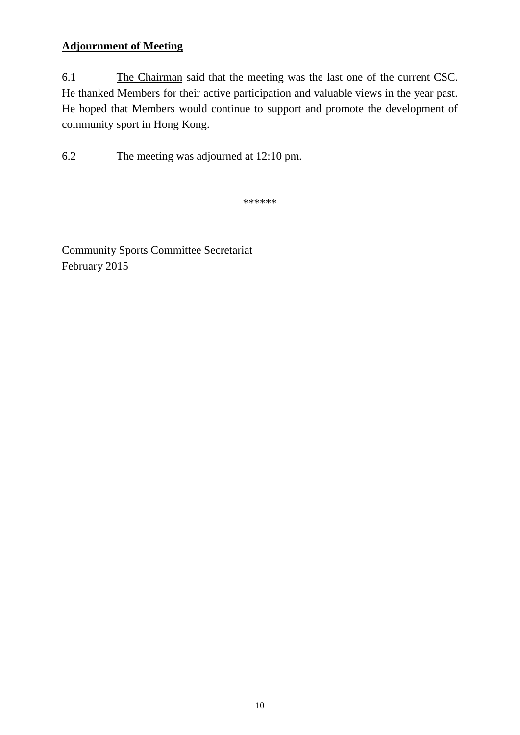**Adjournment of Meeting**

6.1 The Chairman said that the meeting was the last one of the current CSC. He thanked Members for their active participation and valuable views in the year past. He hoped that Members would continue to support and promote the development of community sport in Hong Kong.

6.2 The meeting was adjourned at 12:10 pm.

******

Community Sports Committee Secretariat
February 2015